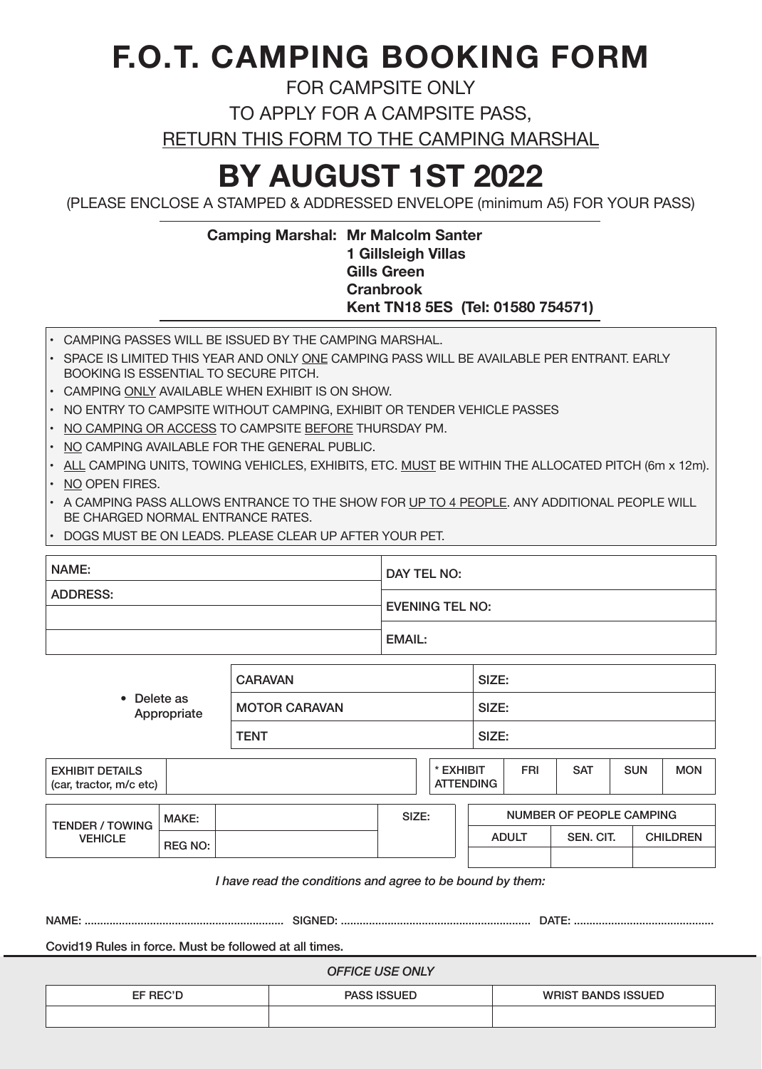# F.O.T. CAMPING BOOKING FORM

FOR CAMPSITE ONLY

TO APPLY FOR A CAMPSITE PASS,

RETURN THIS FORM TO THE CAMPING MARSHAL

# BY AUGUST 1ST 2022

(PLEASE ENCLOSE A STAMPED & ADDRESSED ENVELOPE (minimum A5) FOR YOUR PASS)

**Camping Marshal: Mr Malcolm Santer**
**1 Gillsleigh Villas**
**Gills Green**
**Cranbrook**
**Kent TN18 5ES (Tel: 01580 754571)**

- CAMPING PASSES WILL BE ISSUED BY THE CAMPING MARSHAL.
- SPACE IS LIMITED THIS YEAR AND ONLY ONE CAMPING PASS WILL BE AVAILABLE PER ENTRANT. EARLY BOOKING IS ESSENTIAL TO SECURE PITCH.
- CAMPING ONLY AVAILABLE WHEN EXHIBIT IS ON SHOW.
- NO ENTRY TO CAMPSITE WITHOUT CAMPING, EXHIBIT OR TENDER VEHICLE PASSES
- NO CAMPING OR ACCESS TO CAMPSITE BEFORE THURSDAY PM.
- NO CAMPING AVAILABLE FOR THE GENERAL PUBLIC.
- ALL CAMPING UNITS, TOWING VEHICLES, EXHIBITS, ETC. MUST BE WITHIN THE ALLOCATED PITCH (6m x 12m).
- NO OPEN FIRES.
- A CAMPING PASS ALLOWS ENTRANCE TO THE SHOW FOR UP TO 4 PEOPLE. ANY ADDITIONAL PEOPLE WILL BE CHARGED NORMAL ENTRANCE RATES.
- DOGS MUST BE ON LEADS. PLEASE CLEAR UP AFTER YOUR PET.

| NAME: | DAY TEL NO: |
|---|---|
| ADDRESS: | EVENING TEL NO: |
| | EMAIL: |

| • Delete as Appropriate | CARAVAN | SIZE: |
|---|---|---|
| | MOTOR CARAVAN | SIZE: |
| | TENT | SIZE: |

| EXHIBIT DETAILS (car, tractor, m/c etc) | | * EXHIBIT ATTENDING | FRI | SAT | SUN | MON |
|---|---|---|---|---|---|---|

| TENDER / TOWING VEHICLE | MAKE: | | SIZE: | NUMBER OF PEOPLE CAMPING | | |
|---|---|---|---|---|---|---|
| | | | | ADULT | SEN. CIT. | CHILDREN |
| | REG NO: | | | | | |

*I have read the conditions and agree to be bound by them:*

NAME: ................................................................ SIGNED: ............................................................ DATE: ............................................

Covid19 Rules in force. Must be followed at all times.

*OFFICE USE ONLY*

| EF REC'D | PASS ISSUED | WRIST BANDS ISSUED |
|---|---|---|
| | | |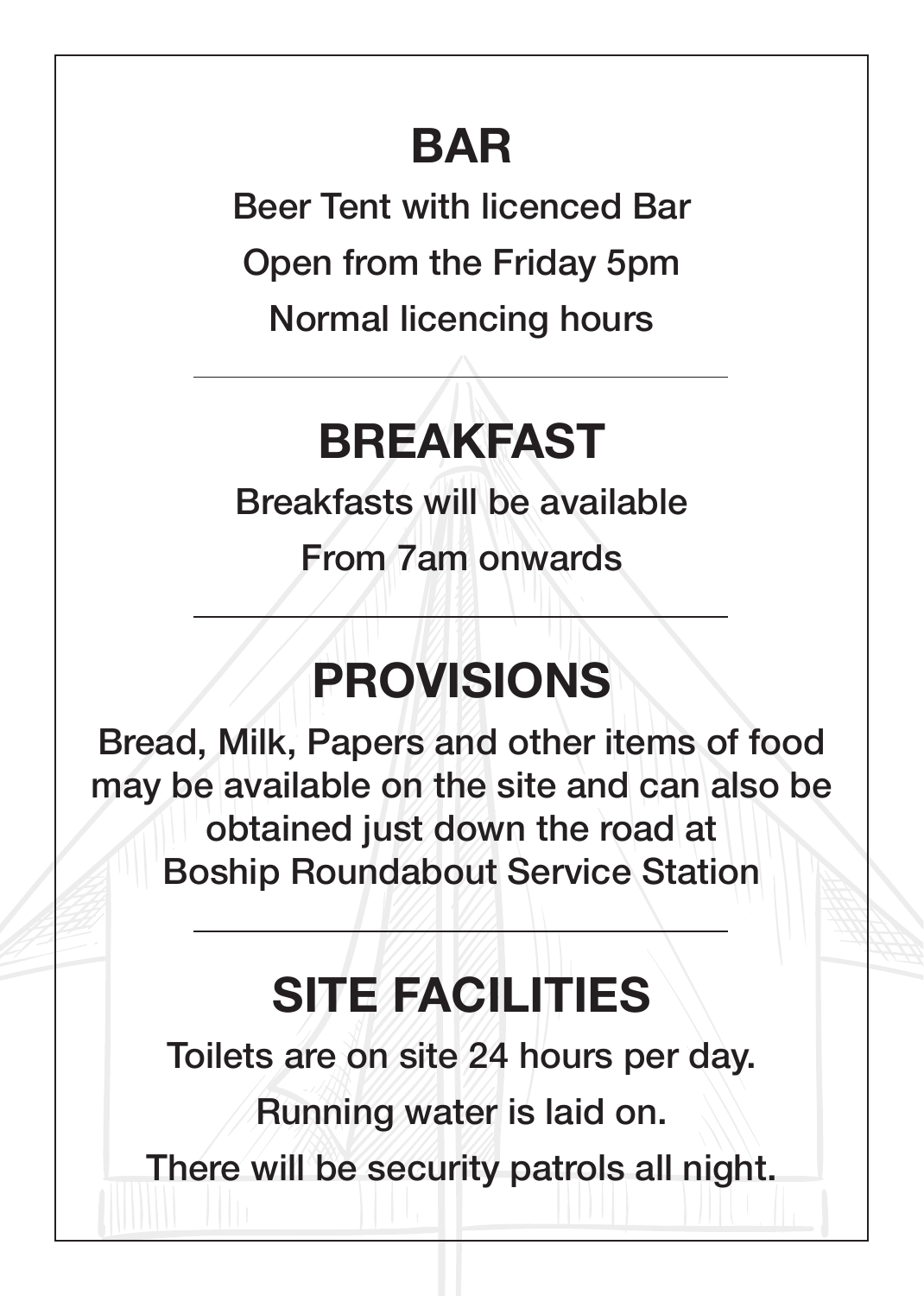# BAR

Beer Tent with licenced Bar

Open from the Friday 5pm

Normal licencing hours

---

# BREAKFAST

Breakfasts will be available

From 7am onwards

---

# PROVISIONS

Bread, Milk, Papers and other items of food may be available on the site and can also be obtained just down the road at Boship Roundabout Service Station

---

# SITE FACILITIES

Toilets are on site 24 hours per day.

Running water is laid on.

There will be security patrols all night.